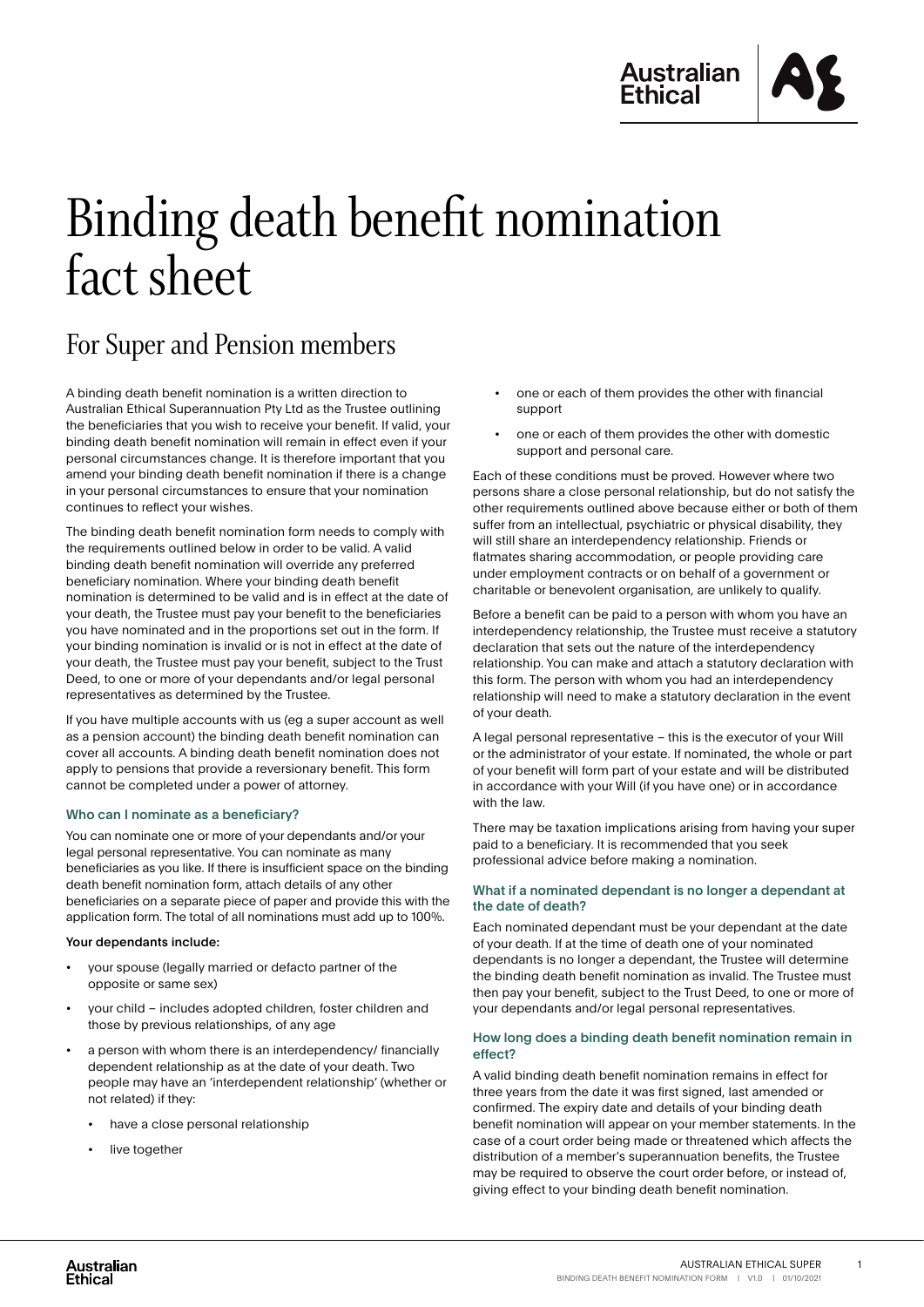# Binding death benefit nomination fact sheet

## For Super and Pension members

A binding death benefit nomination is a written direction to Australian Ethical Superannuation Pty Ltd as the Trustee outlining the beneficiaries that you wish to receive your benefit. If valid, your binding death benefit nomination will remain in effect even if your personal circumstances change. It is therefore important that you amend your binding death benefit nomination if there is a change in your personal circumstances to ensure that your nomination continues to reflect your wishes.

The binding death benefit nomination form needs to comply with the requirements outlined below in order to be valid. A valid binding death benefit nomination will override any preferred beneficiary nomination. Where your binding death benefit nomination is determined to be valid and is in effect at the date of your death, the Trustee must pay your benefit to the beneficiaries you have nominated and in the proportions set out in the form. If your binding nomination is invalid or is not in effect at the date of your death, the Trustee must pay your benefit, subject to the Trust Deed, to one or more of your dependants and/or legal personal representatives as determined by the Trustee.

If you have multiple accounts with us (eg a super account as well as a pension account) the binding death benefit nomination can cover all accounts. A binding death benefit nomination does not apply to pensions that provide a reversionary benefit. This form cannot be completed under a power of attorney.

### Who can I nominate as a beneficiary?

You can nominate one or more of your dependants and/or your legal personal representative. You can nominate as many beneficiaries as you like. If there is insufficient space on the binding death benefit nomination form, attach details of any other beneficiaries on a separate piece of paper and provide this with the application form. The total of all nominations must add up to 100%.

**Your dependants include:**

- your spouse (legally married or defacto partner of the opposite or same sex)
- your child – includes adopted children, foster children and those by previous relationships, of any age
- a person with whom there is an interdependency/ financially dependent relationship as at the date of your death. Two people may have an 'interdependent relationship' (whether or not related) if they:
  - have a close personal relationship
  - live together
  - one or each of them provides the other with financial support
  - one or each of them provides the other with domestic support and personal care.

Each of these conditions must be proved. However where two persons share a close personal relationship, but do not satisfy the other requirements outlined above because either or both of them suffer from an intellectual, psychiatric or physical disability, they will still share an interdependency relationship. Friends or flatmates sharing accommodation, or people providing care under employment contracts or on behalf of a government or charitable or benevolent organisation, are unlikely to qualify.

Before a benefit can be paid to a person with whom you have an interdependency relationship, the Trustee must receive a statutory declaration that sets out the nature of the interdependency relationship. You can make and attach a statutory declaration with this form. The person with whom you had an interdependency relationship will need to make a statutory declaration in the event of your death.

A legal personal representative – this is the executor of your Will or the administrator of your estate. If nominated, the whole or part of your benefit will form part of your estate and will be distributed in accordance with your Will (if you have one) or in accordance with the law.

There may be taxation implications arising from having your super paid to a beneficiary. It is recommended that you seek professional advice before making a nomination.

### What if a nominated dependant is no longer a dependant at the date of death?

Each nominated dependant must be your dependant at the date of your death. If at the time of death one of your nominated dependants is no longer a dependant, the Trustee will determine the binding death benefit nomination as invalid. The Trustee must then pay your benefit, subject to the Trust Deed, to one or more of your dependants and/or legal personal representatives.

### How long does a binding death benefit nomination remain in effect?

A valid binding death benefit nomination remains in effect for three years from the date it was first signed, last amended or confirmed. The expiry date and details of your binding death benefit nomination will appear on your member statements. In the case of a court order being made or threatened which affects the distribution of a member's superannuation benefits, the Trustee may be required to observe the court order before, or instead of, giving effect to your binding death benefit nomination.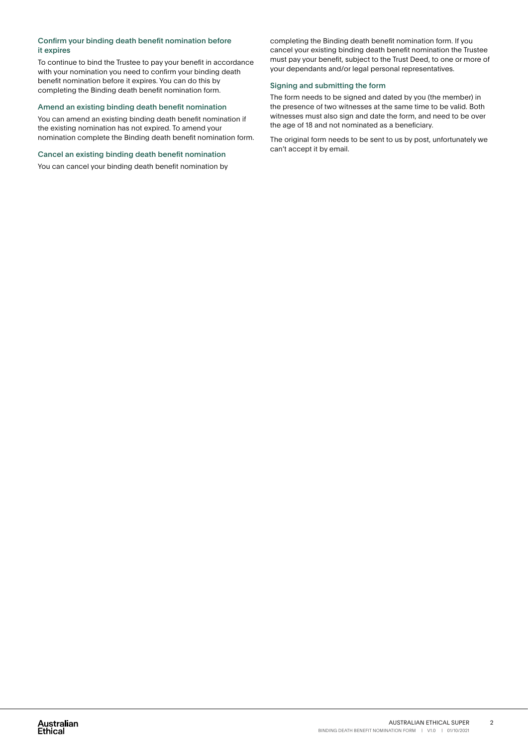### Confirm your binding death benefit nomination before it expires

To continue to bind the Trustee to pay your benefit in accordance with your nomination you need to confirm your binding death benefit nomination before it expires. You can do this by completing the Binding death benefit nomination form.

### Amend an existing binding death benefit nomination

You can amend an existing binding death benefit nomination if the existing nomination has not expired. To amend your nomination complete the Binding death benefit nomination form.

### Cancel an existing binding death benefit nomination

You can cancel your binding death benefit nomination by completing the Binding death benefit nomination form. If you cancel your existing binding death benefit nomination the Trustee must pay your benefit, subject to the Trust Deed, to one or more of your dependants and/or legal personal representatives.

### Signing and submitting the form

The form needs to be signed and dated by you (the member) in the presence of two witnesses at the same time to be valid. Both witnesses must also sign and date the form, and need to be over the age of 18 and not nominated as a beneficiary.

The original form needs to be sent to us by post, unfortunately we can't accept it by email.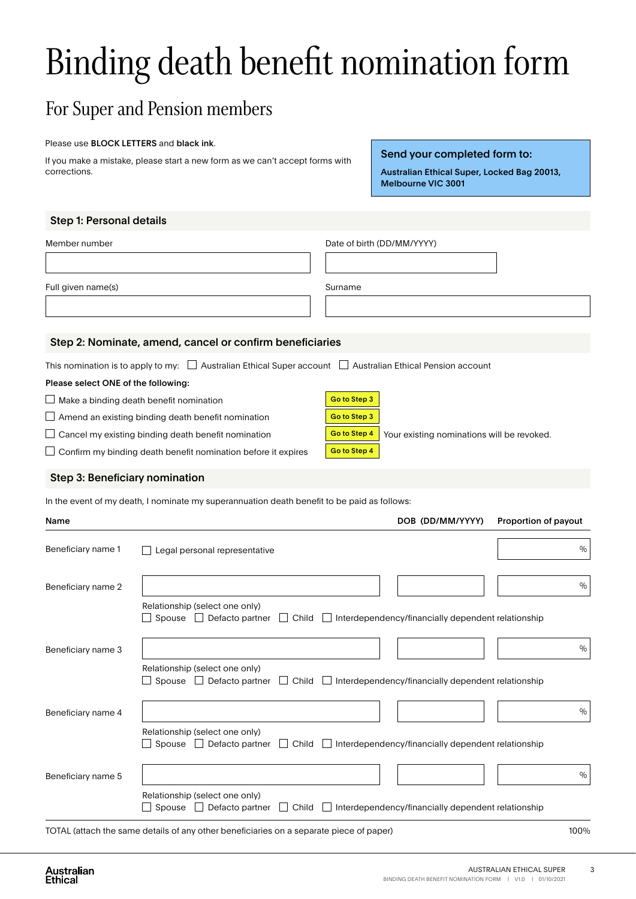# Binding death benefit nomination form

## For Super and Pension members

Please use **BLOCK LETTERS** and **black ink**.

If you make a mistake, please start a new form as we can't accept forms with corrections.

**Send your completed form to:**

**Australian Ethical Super, Locked Bag 20013, Melbourne VIC 3001**

### Step 1: Personal details

| Member number | Date of birth (DD/MM/YYYY) |
|---|---|
| | |
| **Full given name(s)** | **Surname** |
| | |

### Step 2: Nominate, amend, cancel or confirm beneficiaries

This nomination is to apply to my: ☐ Australian Ethical Super account ☐ Australian Ethical Pension account

**Please select ONE of the following:**

- ☐ Make a binding death benefit nomination — **Go to Step 3**
- ☐ Amend an existing binding death benefit nomination — **Go to Step 3**
- ☐ Cancel my existing binding death benefit nomination — **Go to Step 4** Your existing nominations will be revoked.
- ☐ Confirm my binding death benefit nomination before it expires — **Go to Step 4**

### Step 3: Beneficiary nomination

In the event of my death, I nominate my superannuation death benefit to be paid as follows:

| Name | | DOB (DD/MM/YYYY) | Proportion of payout |
|---|---|---|---|
| Beneficiary name 1 | ☐ Legal personal representative | | % |
| Beneficiary name 2 | Relationship (select one only) ☐ Spouse ☐ Defacto partner ☐ Child ☐ Interdependency/financially dependent relationship | | % |
| Beneficiary name 3 | Relationship (select one only) ☐ Spouse ☐ Defacto partner ☐ Child ☐ Interdependency/financially dependent relationship | | % |
| Beneficiary name 4 | Relationship (select one only) ☐ Spouse ☐ Defacto partner ☐ Child ☐ Interdependency/financially dependent relationship | | % |
| Beneficiary name 5 | Relationship (select one only) ☐ Spouse ☐ Defacto partner ☐ Child ☐ Interdependency/financially dependent relationship | | % |
| TOTAL (attach the same details of any other beneficiaries on a separate piece of paper) | | | 100% |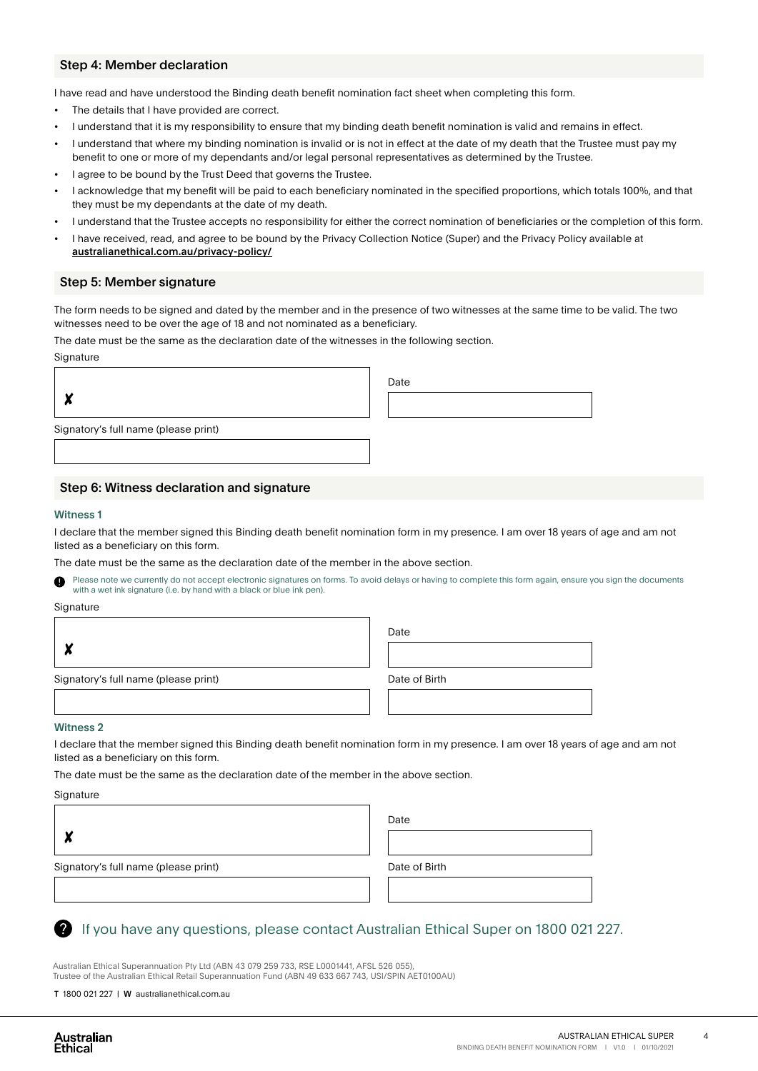## Step 4: Member declaration

I have read and have understood the Binding death benefit nomination fact sheet when completing this form.

- The details that I have provided are correct.
- I understand that it is my responsibility to ensure that my binding death benefit nomination is valid and remains in effect.
- I understand that where my binding nomination is invalid or is not in effect at the date of my death that the Trustee must pay my benefit to one or more of my dependants and/or legal personal representatives as determined by the Trustee.
- I agree to be bound by the Trust Deed that governs the Trustee.
- I acknowledge that my benefit will be paid to each beneficiary nominated in the specified proportions, which totals 100%, and that they must be my dependants at the date of my death.
- I understand that the Trustee accepts no responsibility for either the correct nomination of beneficiaries or the completion of this form.
- I have received, read, and agree to be bound by the Privacy Collection Notice (Super) and the Privacy Policy available at **australianethical.com.au/privacy-policy/**

## Step 5: Member signature

The form needs to be signed and dated by the member and in the presence of two witnesses at the same time to be valid. The two witnesses need to be over the age of 18 and not nominated as a beneficiary.

The date must be the same as the declaration date of the witnesses in the following section.

Signature

✗

Date

Signatory's full name (please print)

## Step 6: Witness declaration and signature

### Witness 1

I declare that the member signed this Binding death benefit nomination form in my presence. I am over 18 years of age and am not listed as a beneficiary on this form.

The date must be the same as the declaration date of the member in the above section.

Please note we currently do not accept electronic signatures on forms. To avoid delays or having to complete this form again, ensure you sign the documents with a wet ink signature (i.e. by hand with a black or blue ink pen).

Signature

✗

Date

Signatory's full name (please print)

Date of Birth

### Witness 2

I declare that the member signed this Binding death benefit nomination form in my presence. I am over 18 years of age and am not listed as a beneficiary on this form.

The date must be the same as the declaration date of the member in the above section.

Signature

✗

Date

Signatory's full name (please print)

Date of Birth

If you have any questions, please contact Australian Ethical Super on 1800 021 227.

Australian Ethical Superannuation Pty Ltd (ABN 43 079 259 733, RSE L0001441, AFSL 526 055),
Trustee of the Australian Ethical Retail Superannuation Fund (ABN 49 633 667 743, USI/SPIN AET0100AU)

**T** 1800 021 227 | **W** australianethical.com.au